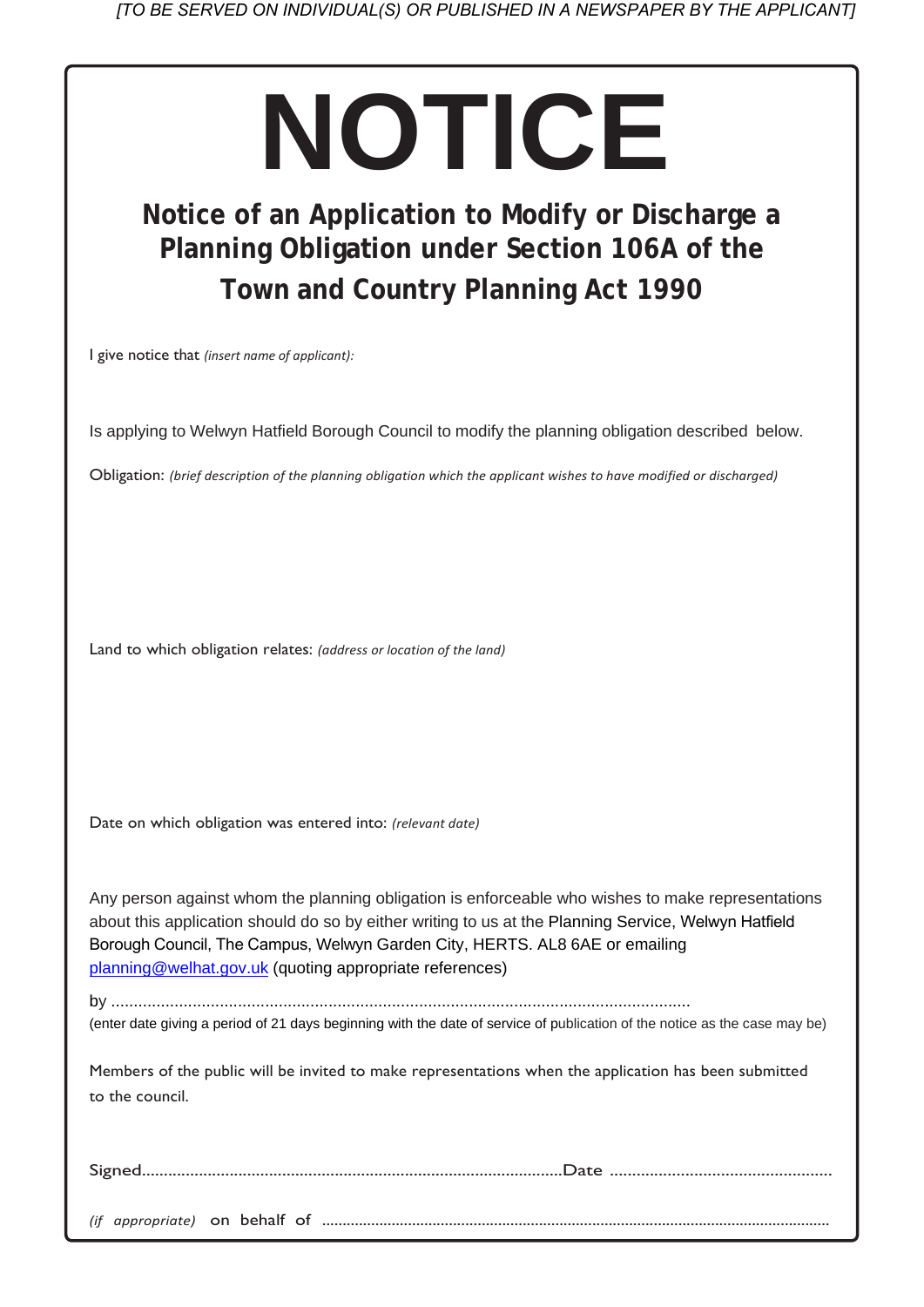*[TO BE SERVED ON INDIVIDUAL(S) OR PUBLISHED IN A NEWSPAPER BY THE APPLICANT]*

# NOTICE

## Notice of an Application to Modify or Discharge a Planning Obligation under Section 106A of the Town and Country Planning Act 1990

I give notice that *(insert name of applicant):*

Is applying to Welwyn Hatfield Borough Council to modify the planning obligation described below.

Obligation: *(brief description of the planning obligation which the applicant wishes to have modified or discharged)*

Land to which obligation relates: *(address or location of the land)*

Date on which obligation was entered into: *(relevant date)*

Any person against whom the planning obligation is enforceable who wishes to make representations about this application should do so by either writing to us at the Planning Service, Welwyn Hatfield Borough Council, The Campus, Welwyn Garden City, HERTS. AL8 6AE or emailing planning@welhat.gov.uk (quoting appropriate references)

by ..............................................................................................................................

(enter date giving a period of 21 days beginning with the date of service of publication of the notice as the case may be)

Members of the public will be invited to make representations when the application has been submitted to the council.

Signed.............................................................................................Date .................................................

*(if appropriate)* on behalf of ..........................................................................................................................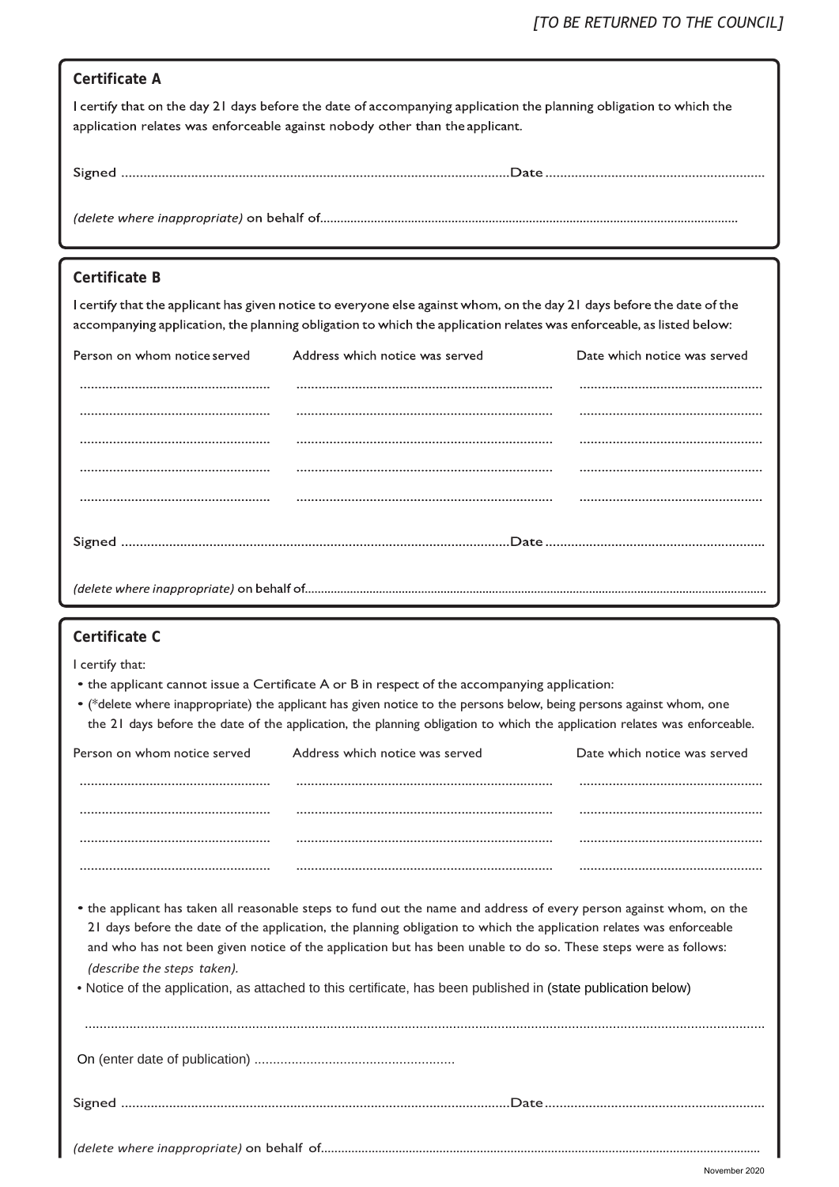*[TO BE RETURNED TO THE COUNCIL]*

### Certificate A

I certify that on the day 21 days before the date of accompanying application the planning obligation to which the application relates was enforceable against nobody other than the applicant.

Signed ........................................................................................................Date ...........................................................

*(delete where inappropriate)* on behalf of..........................................................................................................................................

### Certificate B

I certify that the applicant has given notice to everyone else against whom, on the day 21 days before the date of the accompanying application, the planning obligation to which the application relates was enforceable, as listed below:

| Person on whom notice served | Address which notice was served | Date which notice was served |
|---|---|---|
| .................................................... | ...................................................................... | .................................................. |
| .................................................... | ...................................................................... | .................................................. |
| .................................................... | ...................................................................... | .................................................. |
| .................................................... | ...................................................................... | .................................................. |
| .................................................... | ...................................................................... | .................................................. |

Signed ........................................................................................................Date ...........................................................

*(delete where inappropriate)* on behalf of..........................................................................................................................................

### Certificate C

I certify that:

- the applicant cannot issue a Certificate A or B in respect of the accompanying application:
- (*delete where inappropriate) the applicant has given notice to the persons below, being persons against whom, one the 21 days before the date of the application, the planning obligation to which the application relates was enforceable.

| Person on whom notice served | Address which notice was served | Date which notice was served |
|---|---|---|
| .................................................... | ...................................................................... | .................................................. |
| .................................................... | ...................................................................... | .................................................. |
| .................................................... | ...................................................................... | .................................................. |
| .................................................... | ...................................................................... | .................................................. |

- the applicant has taken all reasonable steps to fund out the name and address of every person against whom, on the 21 days before the date of the application, the planning obligation to which the application relates was enforceable and who has not been given notice of the application but has been unable to do so. These steps were as follows: *(describe the steps taken).*
- Notice of the application, as attached to this certificate, has been published in (state publication below)

..........................................................................................................................................................................

On (enter date of publication) ......................................................

Signed ........................................................................................................Date ...........................................................

*(delete where inappropriate)* on behalf of..........................................................................................................................................

November 2020